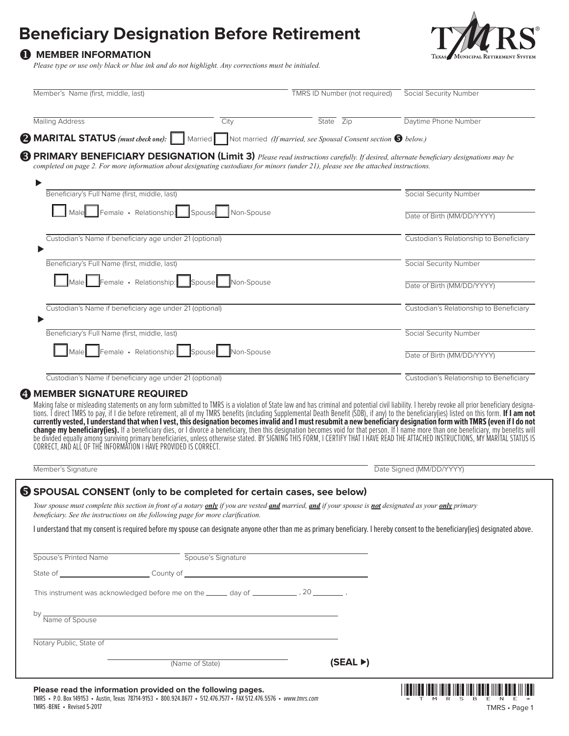# Beneficiary Designation Before Retirement

TMRS® Texas Municipal Retirement System

## ❶ MEMBER INFORMATION

*Please type or use only black or blue ink and do not highlight. Any corrections must be initialed.*

Member's Name (first, middle, last) ______ TMRS ID Number (not required) ______ Social Security Number ______

Mailing Address ______ City ______ State ______ Zip ______ Daytime Phone Number ______

## ❷ MARITAL STATUS *(must check one):*

☐ Married ☐ Not married *(If married, see Spousal Consent section ❺ below.)*

## ❸ PRIMARY BENEFICIARY DESIGNATION (Limit 3)

*Please read instructions carefully. If desired, alternate beneficiary designations may be completed on page 2. For more information about designating custodians for minors (under 21), please see the attached instructions.*

▶

Beneficiary's Full Name (first, middle, last) ______ Social Security Number ______

☐ Male ☐ Female • Relationship: ☐ Spouse ☐ Non-Spouse Date of Birth (MM/DD/YYYY) ______

Custodian's Name if beneficiary age under 21 (optional) ______ Custodian's Relationship to Beneficiary ______

▶

Beneficiary's Full Name (first, middle, last) ______ Social Security Number ______

☐ Male ☐ Female • Relationship: ☐ Spouse ☐ Non-Spouse Date of Birth (MM/DD/YYYY) ______

Custodian's Name if beneficiary age under 21 (optional) ______ Custodian's Relationship to Beneficiary ______

▶

Beneficiary's Full Name (first, middle, last) ______ Social Security Number ______

☐ Male ☐ Female • Relationship: ☐ Spouse ☐ Non-Spouse Date of Birth (MM/DD/YYYY) ______

Custodian's Name if beneficiary age under 21 (optional) ______ Custodian's Relationship to Beneficiary ______

## ❹ MEMBER SIGNATURE REQUIRED

Making false or misleading statements on any form submitted to TMRS is a violation of State law and has criminal and potential civil liability. I hereby revoke all prior beneficiary designations. I direct TMRS to pay, if I die before retirement, all of my TMRS benefits (including Supplemental Death Benefit (SDB), if any) to the beneficiary(ies) listed on this form. **If I am not currently vested, I understand that when I vest, this designation becomes invalid and I must resubmit a new beneficiary designation form with TMRS (even if I do not change my beneficiary(ies).** If a beneficiary dies, or I divorce a beneficiary, then this designation becomes void for that person. If I name more than one beneficiary, my benefits will be divided equally among surviving primary beneficiaries, unless otherwise stated. BY SIGNING THIS FORM, I CERTIFY THAT I HAVE READ THE ATTACHED INSTRUCTIONS, MY MARITAL STATUS IS CORRECT, AND ALL OF THE INFORMATION I HAVE PROVIDED IS CORRECT.

Member's Signature ______ Date Signed (MM/DD/YYYY) ______

## ❺ SPOUSAL CONSENT (only to be completed for certain cases, see below)

*Your spouse must complete this section in front of a notary **only** if you are vested **and** married, **and** if your spouse is **not** designated as your **only** primary beneficiary. See the instructions on the following page for more clarification.*

I understand that my consent is required before my spouse can designate anyone other than me as primary beneficiary. I hereby consent to the beneficiary(ies) designated above.

Spouse's Printed Name ______ Spouse's Signature ______

State of ______ County of ______

This instrument was acknowledged before me on the ______ day of ______, 20______,

by ______
Name of Spouse

Notary Public, State of ______

______ (Name of State)

**(SEAL ▶)**

**Please read the information provided on the following pages.**

TMRS • P.O. Box 149153 • Austin, Texas 78714-9153 • 800.924.8677 • 512.476.7577 • FAX 512.476.5576 • *www.tmrs.com*

TMRS -BENE • Revised 5-2017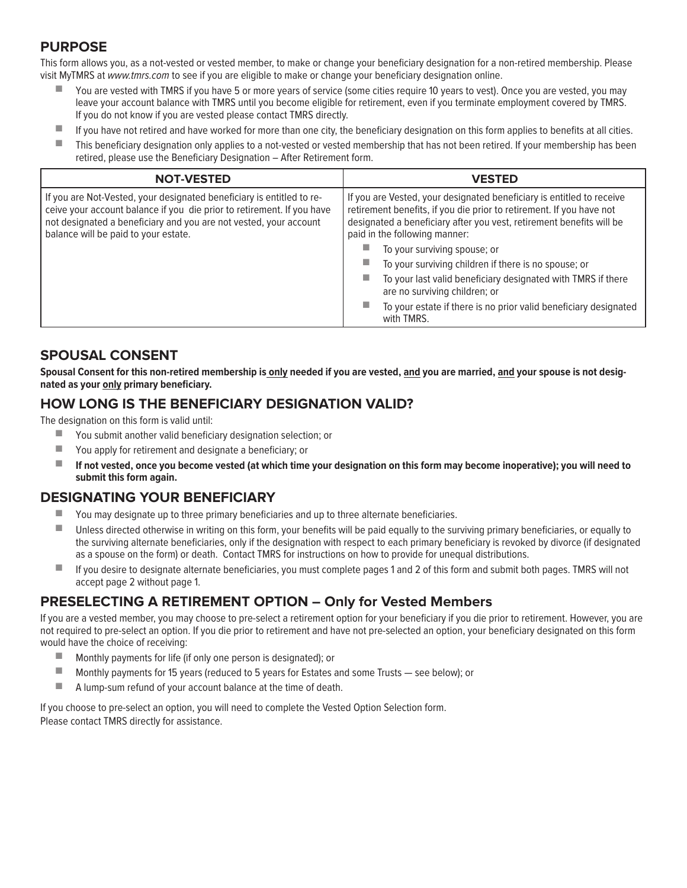## PURPOSE

This form allows you, as a not-vested or vested member, to make or change your beneficiary designation for a non-retired membership. Please visit MyTMRS at *www.tmrs.com* to see if you are eligible to make or change your beneficiary designation online.

- You are vested with TMRS if you have 5 or more years of service (some cities require 10 years to vest). Once you are vested, you may leave your account balance with TMRS until you become eligible for retirement, even if you terminate employment covered by TMRS. If you do not know if you are vested please contact TMRS directly.
- If you have not retired and have worked for more than one city, the beneficiary designation on this form applies to benefits at all cities.
- This beneficiary designation only applies to a not-vested or vested membership that has not been retired. If your membership has been retired, please use the Beneficiary Designation – After Retirement form.

| NOT-VESTED | VESTED |
|---|---|
| If you are Not-Vested, your designated beneficiary is entitled to receive your account balance if you die prior to retirement. If you have not designated a beneficiary and you are not vested, your account balance will be paid to your estate. | If you are Vested, your designated beneficiary is entitled to receive retirement benefits, if you die prior to retirement. If you have not designated a beneficiary after you vest, retirement benefits will be paid in the following manner:<br>■ To your surviving spouse; or<br>■ To your surviving children if there is no spouse; or<br>■ To your last valid beneficiary designated with TMRS if there are no surviving children; or<br>■ To your estate if there is no prior valid beneficiary designated with TMRS. |

## SPOUSAL CONSENT

**Spousal Consent for this non-retired membership is <u>only</u> needed if you are vested, <u>and</u> you are married, <u>and</u> your spouse is not designated as your <u>only</u> primary beneficiary.**

## HOW LONG IS THE BENEFICIARY DESIGNATION VALID?

The designation on this form is valid until:

- You submit another valid beneficiary designation selection; or
- You apply for retirement and designate a beneficiary; or
- **If not vested, once you become vested (at which time your designation on this form may become inoperative); you will need to submit this form again.**

## DESIGNATING YOUR BENEFICIARY

- You may designate up to three primary beneficiaries and up to three alternate beneficiaries.
- Unless directed otherwise in writing on this form, your benefits will be paid equally to the surviving primary beneficiaries, or equally to the surviving alternate beneficiaries, only if the designation with respect to each primary beneficiary is revoked by divorce (if designated as a spouse on the form) or death. Contact TMRS for instructions on how to provide for unequal distributions.
- If you desire to designate alternate beneficiaries, you must complete pages 1 and 2 of this form and submit both pages. TMRS will not accept page 2 without page 1.

## PRESELECTING A RETIREMENT OPTION – Only for Vested Members

If you are a vested member, you may choose to pre-select a retirement option for your beneficiary if you die prior to retirement. However, you are not required to pre-select an option. If you die prior to retirement and have not pre-selected an option, your beneficiary designated on this form would have the choice of receiving:

- Monthly payments for life (if only one person is designated); or
- Monthly payments for 15 years (reduced to 5 years for Estates and some Trusts — see below); or
- A lump-sum refund of your account balance at the time of death.

If you choose to pre-select an option, you will need to complete the Vested Option Selection form.
Please contact TMRS directly for assistance.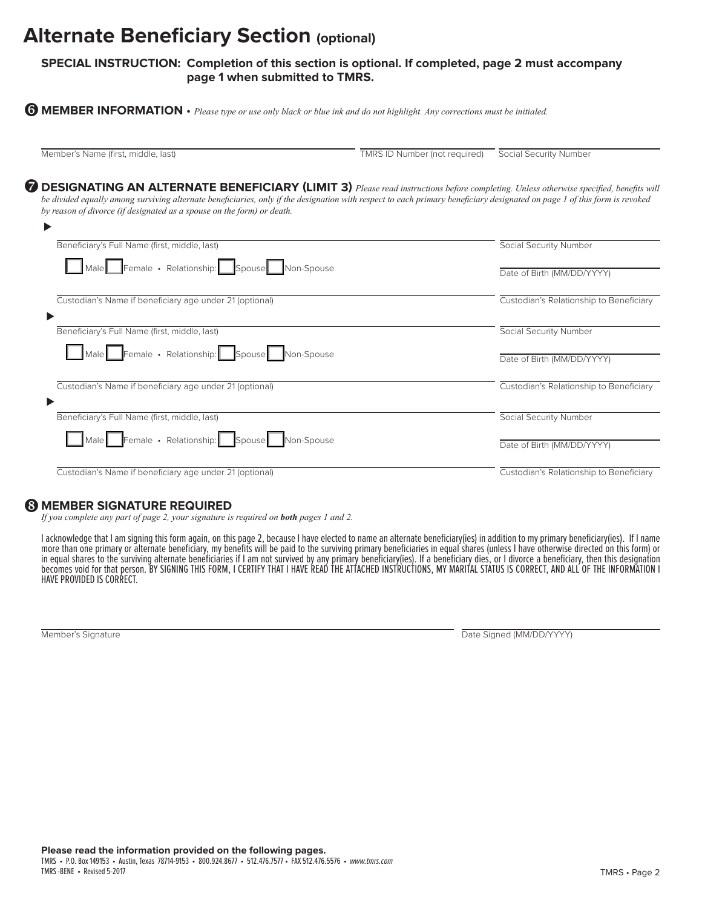# Alternate Beneficiary Section (optional)

**SPECIAL INSTRUCTION: Completion of this section is optional. If completed, page 2 must accompany page 1 when submitted to TMRS.**

## 6 MEMBER INFORMATION • *Please type or use only black or blue ink and do not highlight. Any corrections must be initialed.*

Member's Name (first, middle, last) | TMRS ID Number (not required) | Social Security Number

## 7 DESIGNATING AN ALTERNATE BENEFICIARY (LIMIT 3) *Please read instructions before completing. Unless otherwise specified, benefits will be divided equally among surviving alternate beneficiaries, only if the designation with respect to each primary beneficiary designated on page 1 of this form is revoked by reason of divorce (if designated as a spouse on the form) or death.*

▶

Beneficiary's Full Name (first, middle, last) | Social Security Number

☐ Male ☐ Female • Relationship: ☐ Spouse ☐ Non-Spouse | Date of Birth (MM/DD/YYYY)

Custodian's Name if beneficiary age under 21 (optional) | Custodian's Relationship to Beneficiary

▶

Beneficiary's Full Name (first, middle, last) | Social Security Number

☐ Male ☐ Female • Relationship: ☐ Spouse ☐ Non-Spouse | Date of Birth (MM/DD/YYYY)

Custodian's Name if beneficiary age under 21 (optional) | Custodian's Relationship to Beneficiary

▶

Beneficiary's Full Name (first, middle, last) | Social Security Number

☐ Male ☐ Female • Relationship: ☐ Spouse ☐ Non-Spouse | Date of Birth (MM/DD/YYYY)

Custodian's Name if beneficiary age under 21 (optional) | Custodian's Relationship to Beneficiary

## 8 MEMBER SIGNATURE REQUIRED

*If you complete any part of page 2, your signature is required on **both** pages 1 and 2.*

I acknowledge that I am signing this form again, on this page 2, because I have elected to name an alternate beneficiary(ies) in addition to my primary beneficiary(ies). If I name more than one primary or alternate beneficiary, my benefits will be paid to the surviving primary beneficiaries in equal shares (unless I have otherwise directed on this form) or in equal shares to the surviving alternate beneficiaries if I am not survived by any primary beneficiary(ies). If a beneficiary dies, or I divorce a beneficiary, then this designation becomes void for that person. BY SIGNING THIS FORM, I CERTIFY THAT I HAVE READ THE ATTACHED INSTRUCTIONS, MY MARITAL STATUS IS CORRECT, AND ALL OF THE INFORMATION I HAVE PROVIDED IS CORRECT.

Member's Signature | Date Signed (MM/DD/YYYY)

**Please read the information provided on the following pages.**

TMRS • P.O. Box 149153 • Austin, Texas 78714-9153 • 800.924.8677 • 512.476.7577 • FAX 512.476.5576 • *www.tmrs.com*

TMRS -BENE • Revised 5-2017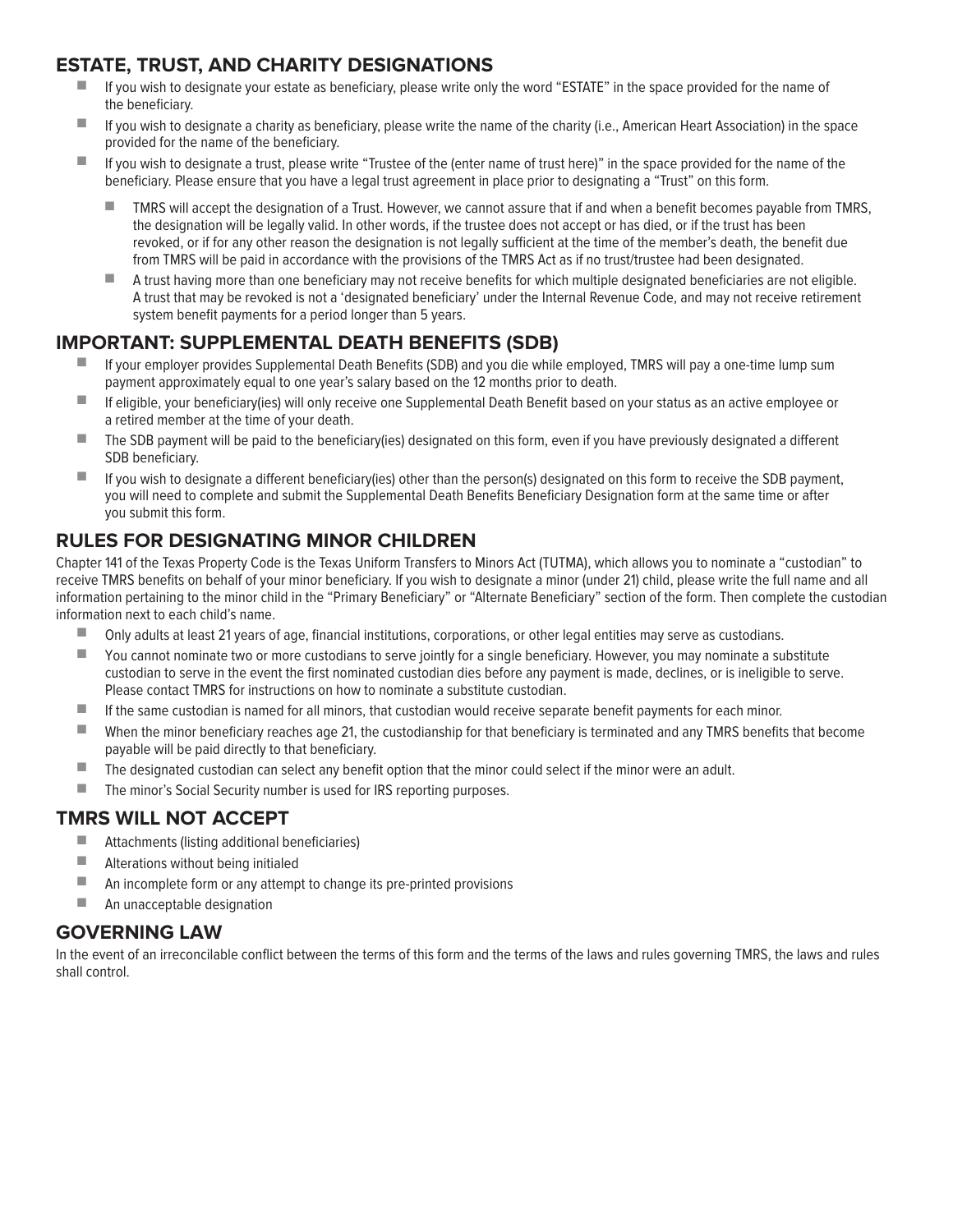## ESTATE, TRUST, AND CHARITY DESIGNATIONS

- If you wish to designate your estate as beneficiary, please write only the word "ESTATE" in the space provided for the name of the beneficiary.
- If you wish to designate a charity as beneficiary, please write the name of the charity (i.e., American Heart Association) in the space provided for the name of the beneficiary.
- If you wish to designate a trust, please write "Trustee of the (enter name of trust here)" in the space provided for the name of the beneficiary. Please ensure that you have a legal trust agreement in place prior to designating a "Trust" on this form.
  - TMRS will accept the designation of a Trust. However, we cannot assure that if and when a benefit becomes payable from TMRS, the designation will be legally valid. In other words, if the trustee does not accept or has died, or if the trust has been revoked, or if for any other reason the designation is not legally sufficient at the time of the member's death, the benefit due from TMRS will be paid in accordance with the provisions of the TMRS Act as if no trust/trustee had been designated.
  - A trust having more than one beneficiary may not receive benefits for which multiple designated beneficiaries are not eligible. A trust that may be revoked is not a 'designated beneficiary' under the Internal Revenue Code, and may not receive retirement system benefit payments for a period longer than 5 years.

## IMPORTANT: SUPPLEMENTAL DEATH BENEFITS (SDB)

- If your employer provides Supplemental Death Benefits (SDB) and you die while employed, TMRS will pay a one-time lump sum payment approximately equal to one year's salary based on the 12 months prior to death.
- If eligible, your beneficiary(ies) will only receive one Supplemental Death Benefit based on your status as an active employee or a retired member at the time of your death.
- The SDB payment will be paid to the beneficiary(ies) designated on this form, even if you have previously designated a different SDB beneficiary.
- If you wish to designate a different beneficiary(ies) other than the person(s) designated on this form to receive the SDB payment, you will need to complete and submit the Supplemental Death Benefits Beneficiary Designation form at the same time or after you submit this form.

## RULES FOR DESIGNATING MINOR CHILDREN

Chapter 141 of the Texas Property Code is the Texas Uniform Transfers to Minors Act (TUTMA), which allows you to nominate a "custodian" to receive TMRS benefits on behalf of your minor beneficiary. If you wish to designate a minor (under 21) child, please write the full name and all information pertaining to the minor child in the "Primary Beneficiary" or "Alternate Beneficiary" section of the form. Then complete the custodian information next to each child's name.

- Only adults at least 21 years of age, financial institutions, corporations, or other legal entities may serve as custodians.
- You cannot nominate two or more custodians to serve jointly for a single beneficiary. However, you may nominate a substitute custodian to serve in the event the first nominated custodian dies before any payment is made, declines, or is ineligible to serve. Please contact TMRS for instructions on how to nominate a substitute custodian.
- If the same custodian is named for all minors, that custodian would receive separate benefit payments for each minor.
- When the minor beneficiary reaches age 21, the custodianship for that beneficiary is terminated and any TMRS benefits that become payable will be paid directly to that beneficiary.
- The designated custodian can select any benefit option that the minor could select if the minor were an adult.
- The minor's Social Security number is used for IRS reporting purposes.

## TMRS WILL NOT ACCEPT

- Attachments (listing additional beneficiaries)
- Alterations without being initialed
- An incomplete form or any attempt to change its pre-printed provisions
- An unacceptable designation

## GOVERNING LAW

In the event of an irreconcilable conflict between the terms of this form and the terms of the laws and rules governing TMRS, the laws and rules shall control.